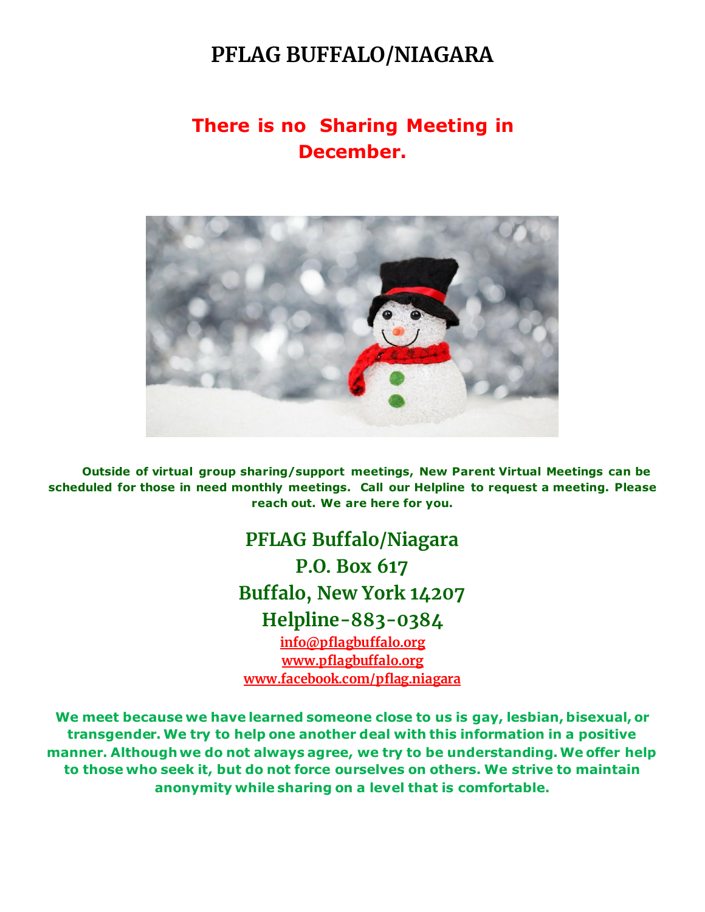# PFLAG BUFFALO/NIAGARA

## There is no Sharing Meeting in December.

**Outside of virtual group sharing/support meetings, New Parent Virtual Meetings can be scheduled for those in need monthly meetings. Call our Helpline to request a meeting. Please reach out. We are here for you.**

**PFLAG Buffalo/Niagara**
**P.O. Box 617**
**Buffalo, New York 14207**
**Helpline-883-0384**
**info@pflagbuffalo.org**
**www.pflagbuffalo.org**
**www.facebook.com/pflag.niagara**

**We meet because we have learned someone close to us is gay, lesbian, bisexual, or transgender. We try to help one another deal with this information in a positive manner. Although we do not always agree, we try to be understanding. We offer help to those who seek it, but do not force ourselves on others. We strive to maintain anonymity while sharing on a level that is comfortable.**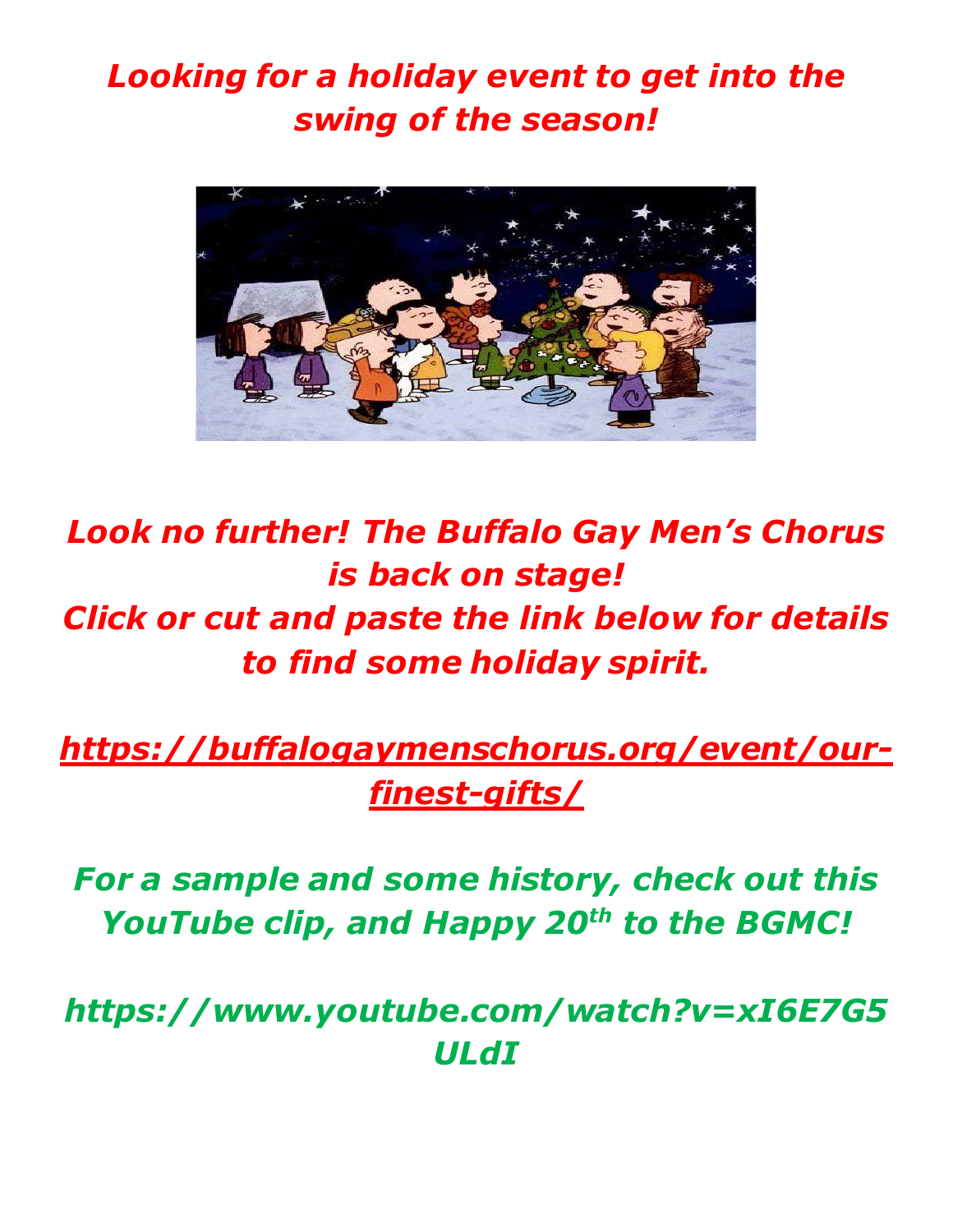***Looking for a holiday event to get into the swing of the season!***

***Look no further! The Buffalo Gay Men's Chorus is back on stage!***
***Click or cut and paste the link below for details to find some holiday spirit.***

***https://buffalogaymenschorus.org/event/our-finest-gifts/***

***For a sample and some history, check out this YouTube clip, and Happy 20th to the BGMC!***

***https://www.youtube.com/watch?v=xI6E7G5ULdI***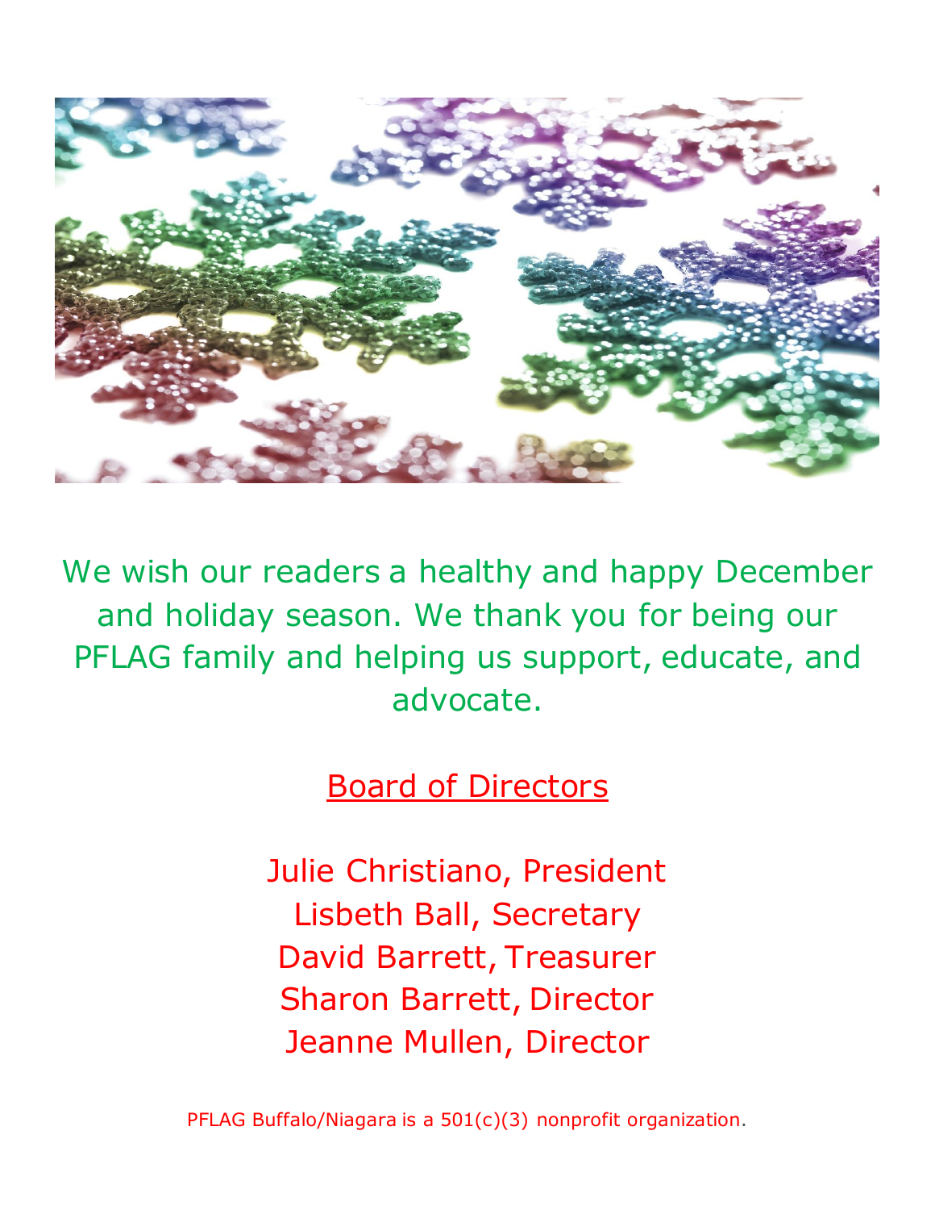We wish our readers a healthy and happy December and holiday season. We thank you for being our PFLAG family and helping us support, educate, and advocate.

## Board of Directors

Julie Christiano, President
Lisbeth Ball, Secretary
David Barrett, Treasurer
Sharon Barrett, Director
Jeanne Mullen, Director

PFLAG Buffalo/Niagara is a 501(c)(3) nonprofit organization.